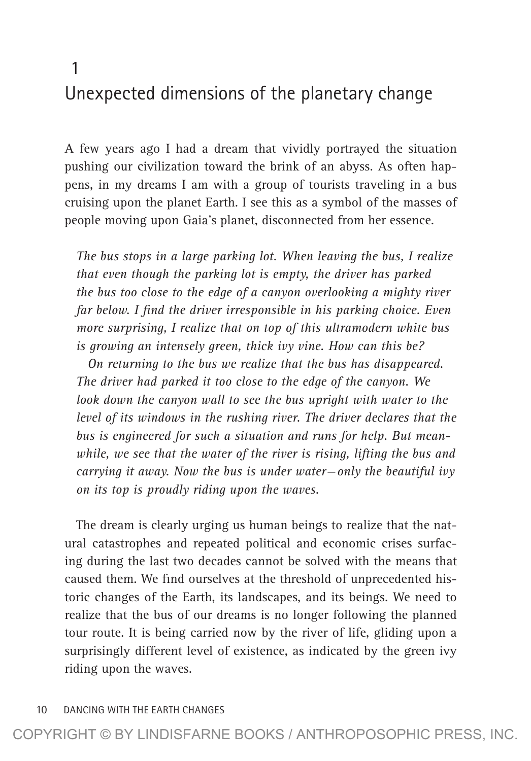# 1 Unexpected dimensions of the planetary change

A few years ago I had a dream that vividly portrayed the situation pushing our civilization toward the brink of an abyss. As often happens, in my dreams I am with a group of tourists traveling in a bus cruising upon the planet Earth. I see this as a symbol of the masses of people moving upon Gaia's planet, disconnected from her essence.

*The bus stops in a large parking lot. When leaving the bus, I realize that even though the parking lot is empty, the driver has parked the bus too close to the edge of a canyon overlooking a mighty river far below. I find the driver irresponsible in his parking choice. Even more surprising, I realize that on top of this ultramodern white bus is growing an intensely green, thick ivy vine. How can this be?*

*On returning to the bus we realize that the bus has disappeared. The driver had parked it too close to the edge of the canyon. We look down the canyon wall to see the bus upright with water to the level of its windows in the rushing river. The driver declares that the bus is engineered for such a situation and runs for help. But meanwhile, we see that the water of the river is rising, lifting the bus and carrying it away. Now the bus is under water—only the beautiful ivy on its top is proudly riding upon the waves.*

The dream is clearly urging us human beings to realize that the natural catastrophes and repeated political and economic crises surfacing during the last two decades cannot be solved with the means that caused them. We find ourselves at the threshold of unprecedented historic changes of the Earth, its landscapes, and its beings. We need to realize that the bus of our dreams is no longer following the planned tour route. It is being carried now by the river of life, gliding upon a surprisingly different level of existence, as indicated by the green ivy riding upon the waves.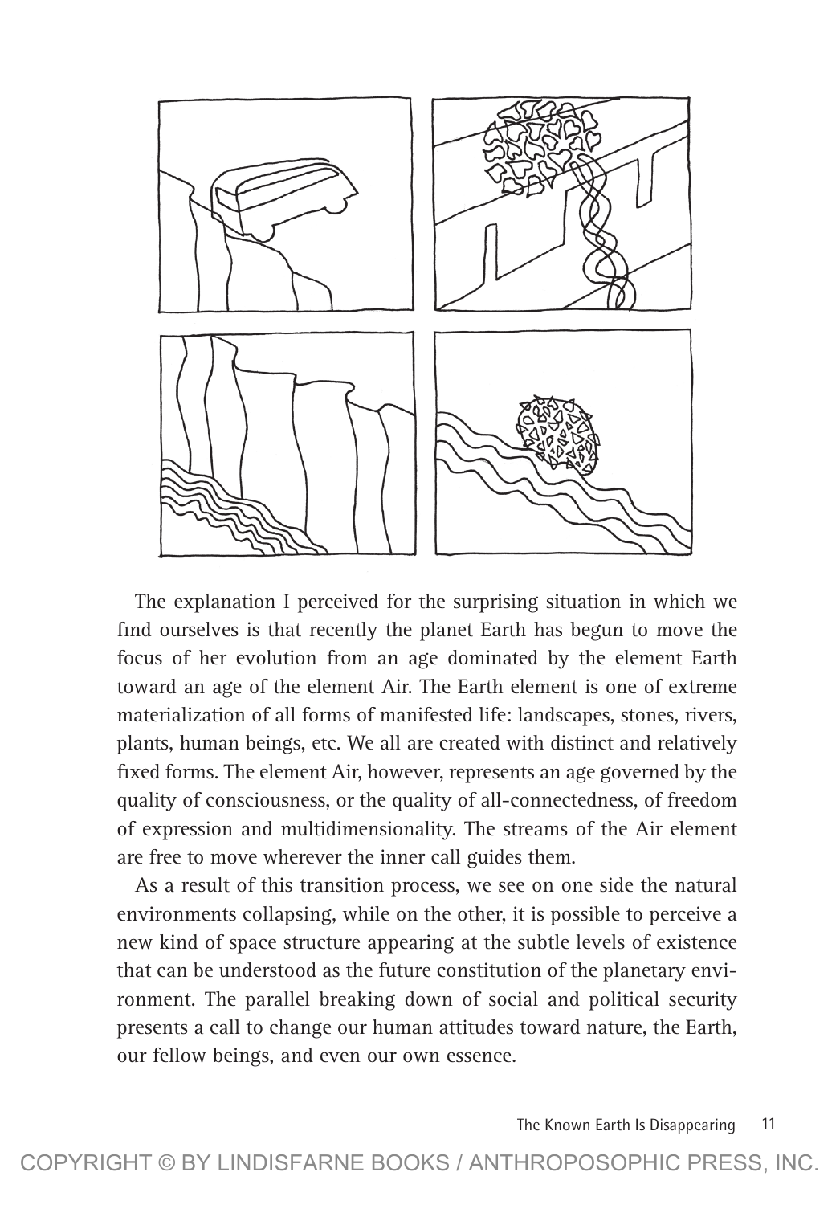The explanation I perceived for the surprising situation in which we find ourselves is that recently the planet Earth has begun to move the focus of her evolution from an age dominated by the element Earth toward an age of the element Air. The Earth element is one of extreme materialization of all forms of manifested life: landscapes, stones, rivers, plants, human beings, etc. We all are created with distinct and relatively fixed forms. The element Air, however, represents an age governed by the quality of consciousness, or the quality of all-connectedness, of freedom of expression and multidimensionality. The streams of the Air element are free to move wherever the inner call guides them.

As a result of this transition process, we see on one side the natural environments collapsing, while on the other, it is possible to perceive a new kind of space structure appearing at the subtle levels of existence that can be understood as the future constitution of the planetary environment. The parallel breaking down of social and political security presents a call to change our human attitudes toward nature, the Earth, our fellow beings, and even our own essence.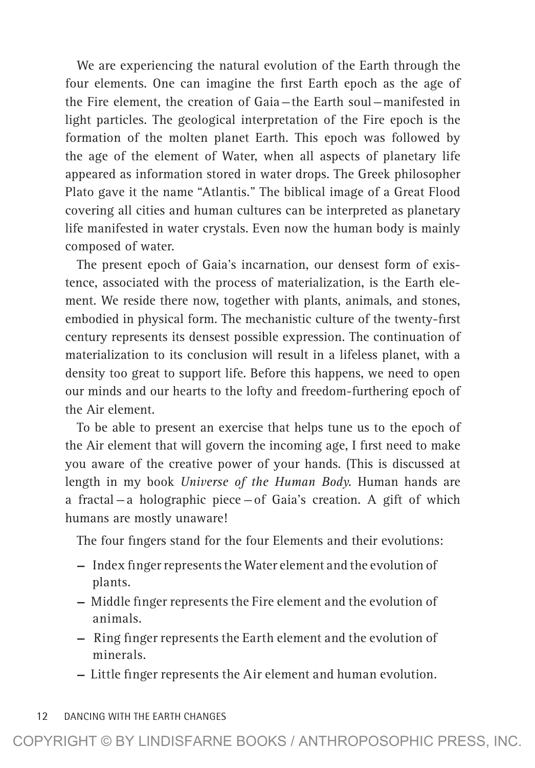We are experiencing the natural evolution of the Earth through the four elements. One can imagine the first Earth epoch as the age of the Fire element, the creation of Gaia—the Earth soul—manifested in light particles. The geological interpretation of the Fire epoch is the formation of the molten planet Earth. This epoch was followed by the age of the element of Water, when all aspects of planetary life appeared as information stored in water drops. The Greek philosopher Plato gave it the name "Atlantis." The biblical image of a Great Flood covering all cities and human cultures can be interpreted as planetary life manifested in water crystals. Even now the human body is mainly composed of water.

The present epoch of Gaia's incarnation, our densest form of existence, associated with the process of materialization, is the Earth element. We reside there now, together with plants, animals, and stones, embodied in physical form. The mechanistic culture of the twenty-first century represents its densest possible expression. The continuation of materialization to its conclusion will result in a lifeless planet, with a density too great to support life. Before this happens, we need to open our minds and our hearts to the lofty and freedom-furthering epoch of the Air element.

To be able to present an exercise that helps tune us to the epoch of the Air element that will govern the incoming age, I first need to make you aware of the creative power of your hands. (This is discussed at length in my book *Universe of the Human Body*. Human hands are a fractal—a holographic piece—of Gaia's creation. A gift of which humans are mostly unaware!

The four fingers stand for the four Elements and their evolutions:

- Index finger represents the Water element and the evolution of plants.
- Middle finger represents the Fire element and the evolution of animals.
- Ring finger represents the Earth element and the evolution of minerals.
- Little finger represents the Air element and human evolution.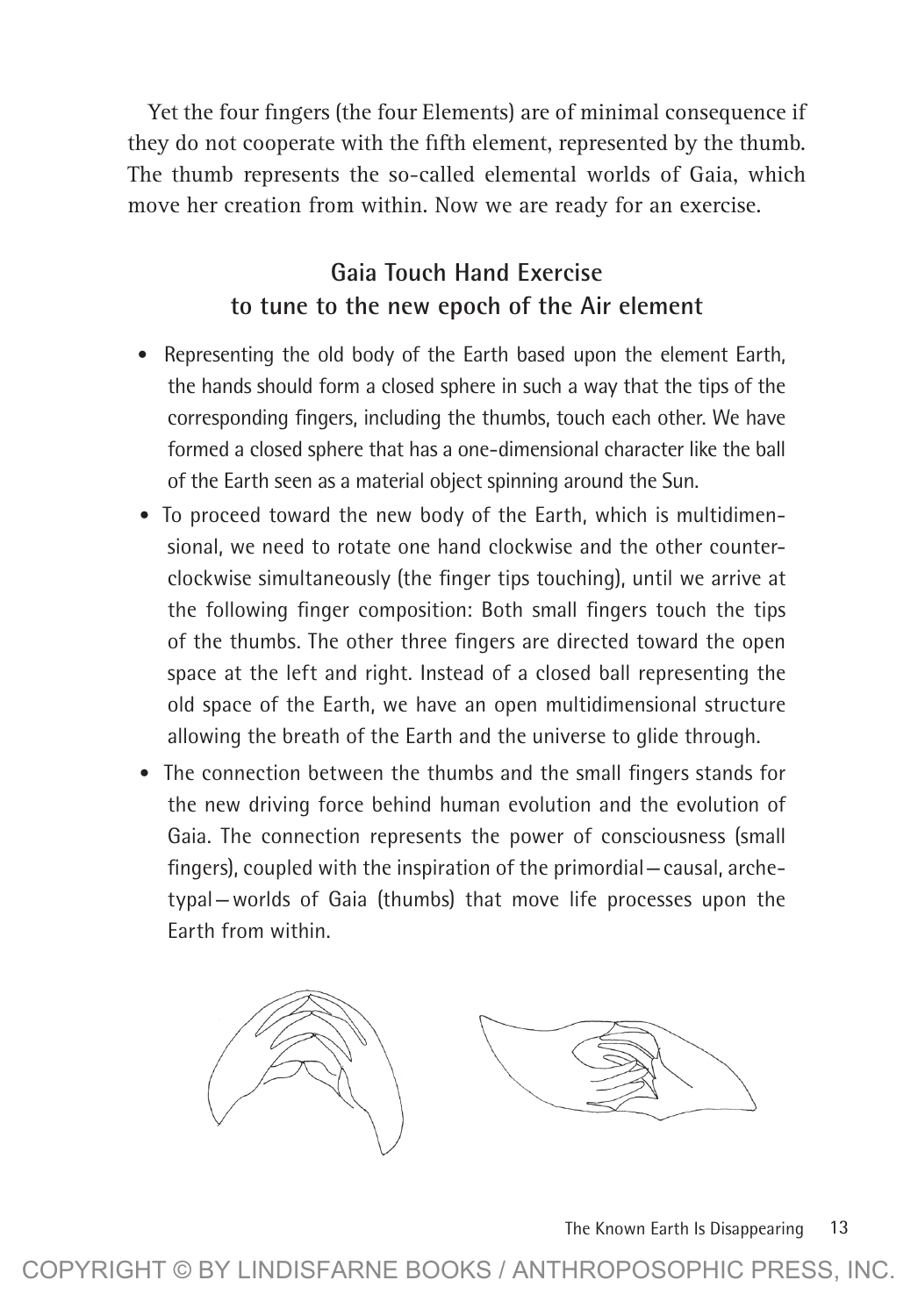Yet the four fingers (the four Elements) are of minimal consequence if they do not cooperate with the fifth element, represented by the thumb. The thumb represents the so-called elemental worlds of Gaia, which move her creation from within. Now we are ready for an exercise.

### Gaia Touch Hand Exercise to tune to the new epoch of the Air element

- Representing the old body of the Earth based upon the element Earth, the hands should form a closed sphere in such a way that the tips of the corresponding fingers, including the thumbs, touch each other. We have formed a closed sphere that has a one-dimensional character like the ball of the Earth seen as a material object spinning around the Sun.
- To proceed toward the new body of the Earth, which is multidimensional, we need to rotate one hand clockwise and the other counterclockwise simultaneously (the finger tips touching), until we arrive at the following finger composition: Both small fingers touch the tips of the thumbs. The other three fingers are directed toward the open space at the left and right. Instead of a closed ball representing the old space of the Earth, we have an open multidimensional structure allowing the breath of the Earth and the universe to glide through.
- The connection between the thumbs and the small fingers stands for the new driving force behind human evolution and the evolution of Gaia. The connection represents the power of consciousness (small fingers), coupled with the inspiration of the primordial—causal, archetypal—worlds of Gaia (thumbs) that move life processes upon the Earth from within.

COPYRIGHT © BY LINDISFARNE BOOKS / ANTHROPOSOPHIC PRESS, INC.